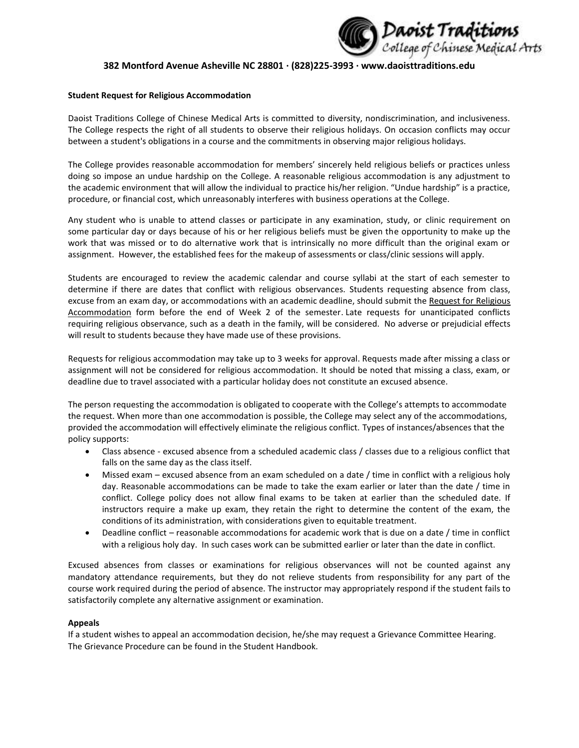Daoist Traditions College of Chinese Medical Arts

**382 Montford Avenue Asheville NC 28801 · (828)225-3993 · www.daoisttraditions.edu**

**Student Request for Religious Accommodation**

Daoist Traditions College of Chinese Medical Arts is committed to diversity, nondiscrimination, and inclusiveness. The College respects the right of all students to observe their religious holidays. On occasion conflicts may occur between a student's obligations in a course and the commitments in observing major religious holidays.

The College provides reasonable accommodation for members' sincerely held religious beliefs or practices unless doing so impose an undue hardship on the College. A reasonable religious accommodation is any adjustment to the academic environment that will allow the individual to practice his/her religion. "Undue hardship" is a practice, procedure, or financial cost, which unreasonably interferes with business operations at the College.

Any student who is unable to attend classes or participate in any examination, study, or clinic requirement on some particular day or days because of his or her religious beliefs must be given the opportunity to make up the work that was missed or to do alternative work that is intrinsically no more difficult than the original exam or assignment. However, the established fees for the makeup of assessments or class/clinic sessions will apply.

Students are encouraged to review the academic calendar and course syllabi at the start of each semester to determine if there are dates that conflict with religious observances. Students requesting absence from class, excuse from an exam day, or accommodations with an academic deadline, should submit the Request for Religious Accommodation form before the end of Week 2 of the semester. Late requests for unanticipated conflicts requiring religious observance, such as a death in the family, will be considered. No adverse or prejudicial effects will result to students because they have made use of these provisions.

Requests for religious accommodation may take up to 3 weeks for approval. Requests made after missing a class or assignment will not be considered for religious accommodation. It should be noted that missing a class, exam, or deadline due to travel associated with a particular holiday does not constitute an excused absence.

The person requesting the accommodation is obligated to cooperate with the College's attempts to accommodate the request. When more than one accommodation is possible, the College may select any of the accommodations, provided the accommodation will effectively eliminate the religious conflict. Types of instances/absences that the policy supports:

- Class absence - excused absence from a scheduled academic class / classes due to a religious conflict that falls on the same day as the class itself.
- Missed exam – excused absence from an exam scheduled on a date / time in conflict with a religious holy day. Reasonable accommodations can be made to take the exam earlier or later than the date / time in conflict. College policy does not allow final exams to be taken at earlier than the scheduled date. If instructors require a make up exam, they retain the right to determine the content of the exam, the conditions of its administration, with considerations given to equitable treatment.
- Deadline conflict – reasonable accommodations for academic work that is due on a date / time in conflict with a religious holy day. In such cases work can be submitted earlier or later than the date in conflict.

Excused absences from classes or examinations for religious observances will not be counted against any mandatory attendance requirements, but they do not relieve students from responsibility for any part of the course work required during the period of absence. The instructor may appropriately respond if the student fails to satisfactorily complete any alternative assignment or examination.

**Appeals**

If a student wishes to appeal an accommodation decision, he/she may request a Grievance Committee Hearing. The Grievance Procedure can be found in the Student Handbook.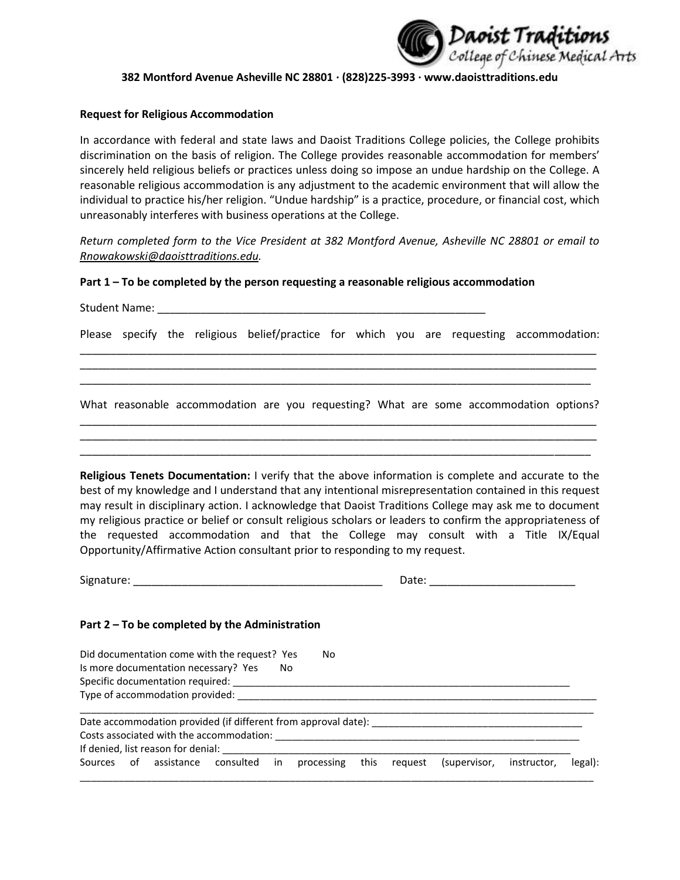Daoist Traditions
College of Chinese Medical Arts

**382 Montford Avenue Asheville NC 28801 · (828)225-3993 · www.daoisttraditions.edu**

**Request for Religious Accommodation**

In accordance with federal and state laws and Daoist Traditions College policies, the College prohibits discrimination on the basis of religion. The College provides reasonable accommodation for members' sincerely held religious beliefs or practices unless doing so impose an undue hardship on the College. A reasonable religious accommodation is any adjustment to the academic environment that will allow the individual to practice his/her religion. "Undue hardship" is a practice, procedure, or financial cost, which unreasonably interferes with business operations at the College.

*Return completed form to the Vice President at 382 Montford Avenue, Asheville NC 28801 or email to Rnowakowski@daoisttraditions.edu.*

**Part 1 – To be completed by the person requesting a reasonable religious accommodation**

Student Name: ________________________________________________________

Please specify the religious belief/practice for which you are requesting accommodation:
_____________________________________________________________________________________
_____________________________________________________________________________________
_____________________________________________________________________________________

What reasonable accommodation are you requesting? What are some accommodation options?
_____________________________________________________________________________________
_____________________________________________________________________________________
_____________________________________________________________________________________

**Religious Tenets Documentation:** I verify that the above information is complete and accurate to the best of my knowledge and I understand that any intentional misrepresentation contained in this request may result in disciplinary action. I acknowledge that Daoist Traditions College may ask me to document my religious practice or belief or consult religious scholars or leaders to confirm the appropriateness of the requested accommodation and that the College may consult with a Title IX/Equal Opportunity/Affirmative Action consultant prior to responding to my request.

Signature: _________________________________________ Date: ________________________

**Part 2 – To be completed by the Administration**

Did documentation come with the request? Yes No
Is more documentation necessary? Yes No
Specific documentation required: ______________________________________________________________
Type of accommodation provided: ______________________________________________________________
_____________________________________________________________________________________
Date accommodation provided (if different from approval date): ______________________________________
Costs associated with the accommodation: ______________________________________________________
If denied, list reason for denial: _______________________________________________________________
Sources of assistance consulted in processing this request (supervisor, instructor, legal):
_____________________________________________________________________________________